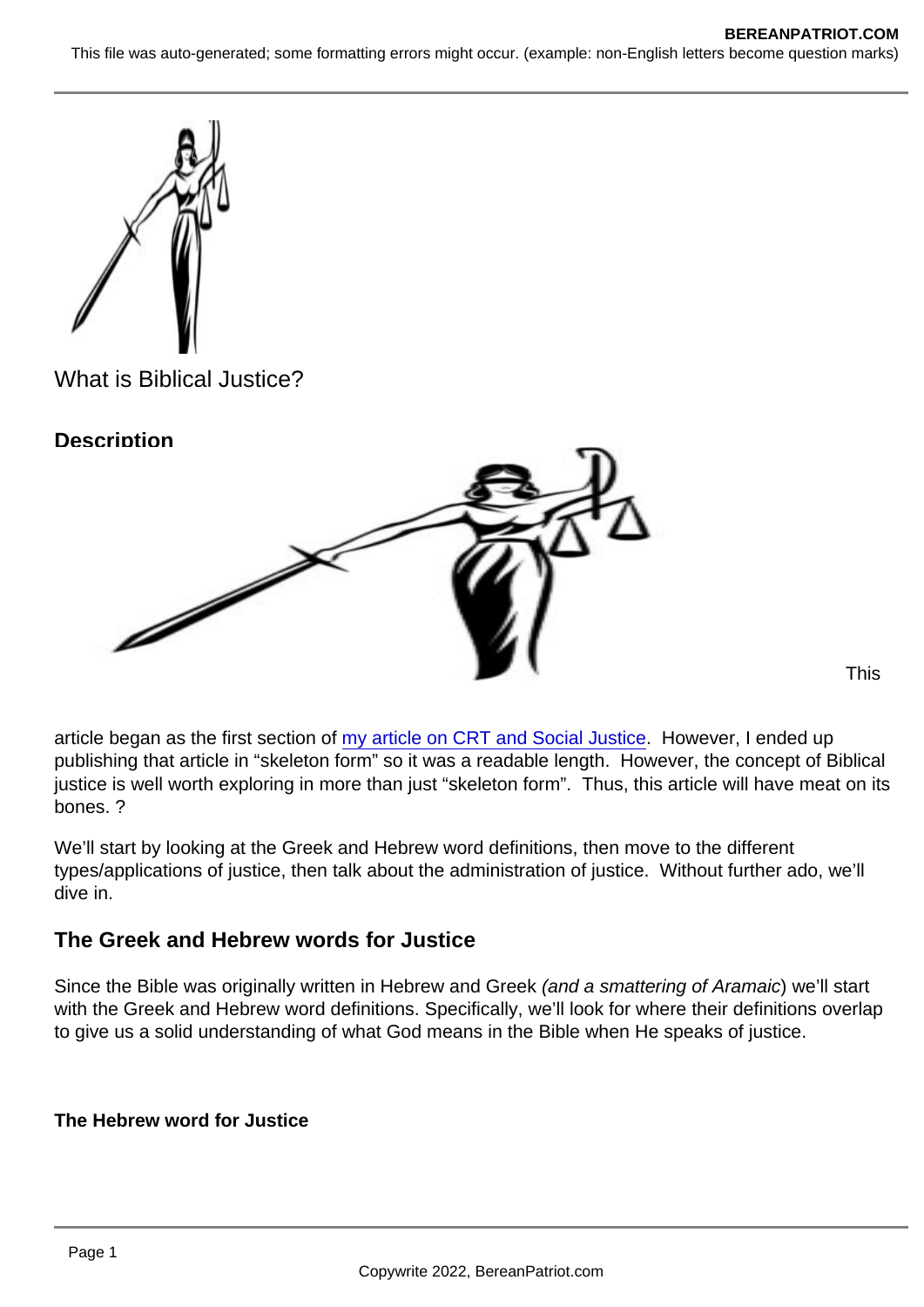What is Biblical Justice?

**Description**

This article began as the first section of [my article on CRT and Social Justice](). However, I ended up publishing that article in "skeleton form" so it was a readable length. However, the concept of Biblical justice is well worth exploring in more than just "skeleton form". Thus, this article will have meat on its bones. ?

We'll start by looking at the Greek and Hebrew word definitions, then move to the different types/applications of justice, then talk about the administration of justice. Without further ado, we'll dive in.

## The Greek and Hebrew words for Justice

Since the Bible was originally written in Hebrew and Greek *(and a smattering of Aramaic)* we'll start with the Greek and Hebrew word definitions. Specifically, we'll look for where their definitions overlap to give us a solid understanding of what God means in the Bible when He speaks of justice.

**The Hebrew word for Justice**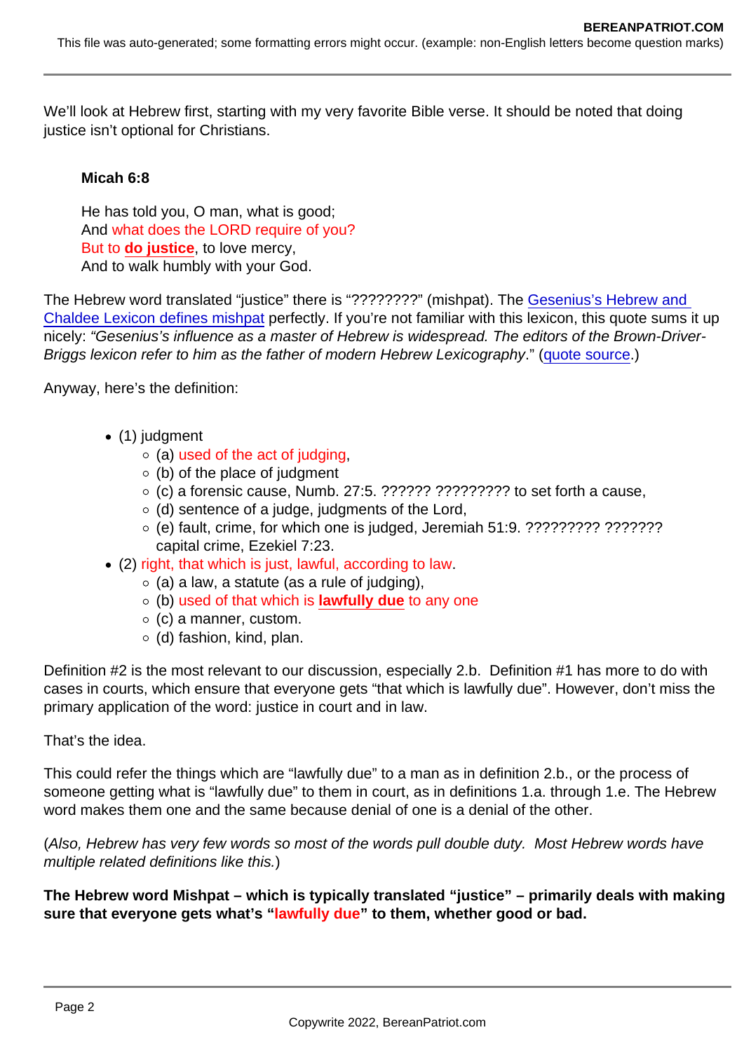We'll look at Hebrew first, starting with my very favorite Bible verse. It should be noted that doing justice isn't optional for Christians.

> **Micah 6:8**
>
> He has told you, O man, what is good;
> And what does the LORD require of you?
> But to **do justice**, to love mercy,
> And to walk humbly with your God.

The Hebrew word translated "justice" there is "????????" (mishpat). The Gesenius's Hebrew and Chaldee Lexicon defines mishpat perfectly. If you're not familiar with this lexicon, this quote sums it up nicely: *"Gesenius's influence as a master of Hebrew is widespread. The editors of the Brown-Driver-Briggs lexicon refer to him as the father of modern Hebrew Lexicography."* (quote source.)

Anyway, here's the definition:

- (1) judgment
    - (a) used of the act of judging,
    - (b) of the place of judgment
    - (c) a forensic cause, Numb. 27:5. ?????? ????????? to set forth a cause,
    - (d) sentence of a judge, judgments of the Lord,
    - (e) fault, crime, for which one is judged, Jeremiah 51:9. ????????? ??????? capital crime, Ezekiel 7:23.
- (2) right, that which is just, lawful, according to law.
    - (a) a law, a statute (as a rule of judging),
    - (b) used of that which is **lawfully due** to any one
    - (c) a manner, custom.
    - (d) fashion, kind, plan.

Definition #2 is the most relevant to our discussion, especially 2.b. Definition #1 has more to do with cases in courts, which ensure that everyone gets "that which is lawfully due". However, don't miss the primary application of the word: justice in court and in law.

That's the idea.

This could refer the things which are "lawfully due" to a man as in definition 2.b., or the process of someone getting what is "lawfully due" to them in court, as in definitions 1.a. through 1.e. The Hebrew word makes them one and the same because denial of one is a denial of the other.

(*Also, Hebrew has very few words so most of the words pull double duty. Most Hebrew words have multiple related definitions like this.*)

**The Hebrew word Mishpat – which is typically translated "justice" – primarily deals with making sure that everyone gets what's "lawfully due" to them, whether good or bad.**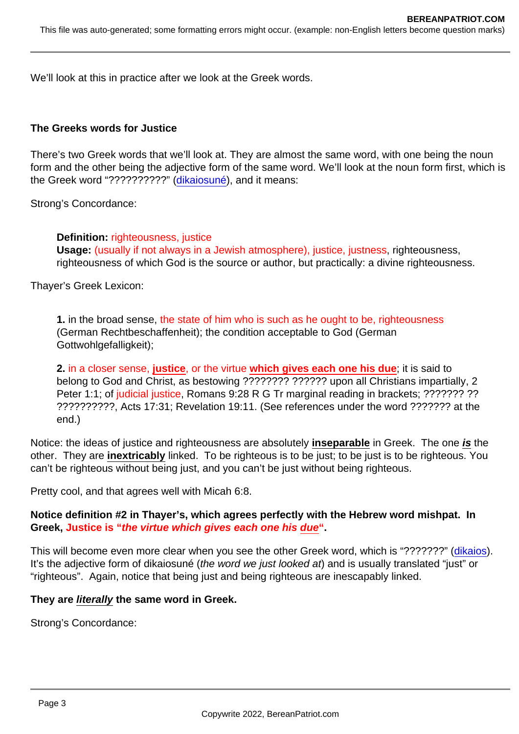We'll look at this in practice after we look at the Greek words.

**The Greeks words for Justice**

There's two Greek words that we'll look at. They are almost the same word, with one being the noun form and the other being the adjective form of the same word. We'll look at the noun form first, which is the Greek word "??????????" (dikaiosuné), and it means:

Strong's Concordance:

> **Definition:** righteousness, justice
> **Usage:** (usually if not always in a Jewish atmosphere), justice, justness, righteousness, righteousness of which God is the source or author, but practically: a divine righteousness.

Thayer's Greek Lexicon:

> **1.** in the broad sense, the state of him who is such as he ought to be, righteousness (German Rechtbeschaffenheit); the condition acceptable to God (German Gottwohlgefalligkeit);
>
> **2.** in a closer sense, **justice**, or the virtue **which gives each one his due**; it is said to belong to God and Christ, as bestowing ???????? ?????? upon all Christians impartially, 2 Peter 1:1; of judicial justice, Romans 9:28 R G Tr marginal reading in brackets; ??????? ?? ??????????, Acts 17:31; Revelation 19:11. (See references under the word ??????? at the end.)

Notice: the ideas of justice and righteousness are absolutely **inseparable** in Greek. The one ***is*** the other. They are **inextricably** linked. To be righteous is to be just; to be just is to be righteous. You can't be righteous without being just, and you can't be just without being righteous.

Pretty cool, and that agrees well with Micah 6:8.

**Notice definition #2 in Thayer's, which agrees perfectly with the Hebrew word mishpat. In Greek, Justice is "*the virtue which gives each one his due*".**

This will become even more clear when you see the other Greek word, which is "???????" (dikaios). It's the adjective form of dikaiosuné (*the word we just looked at*) and is usually translated "just" or "righteous". Again, notice that being just and being righteous are inescapably linked.

**They are *literally* the same word in Greek.**

Strong's Concordance: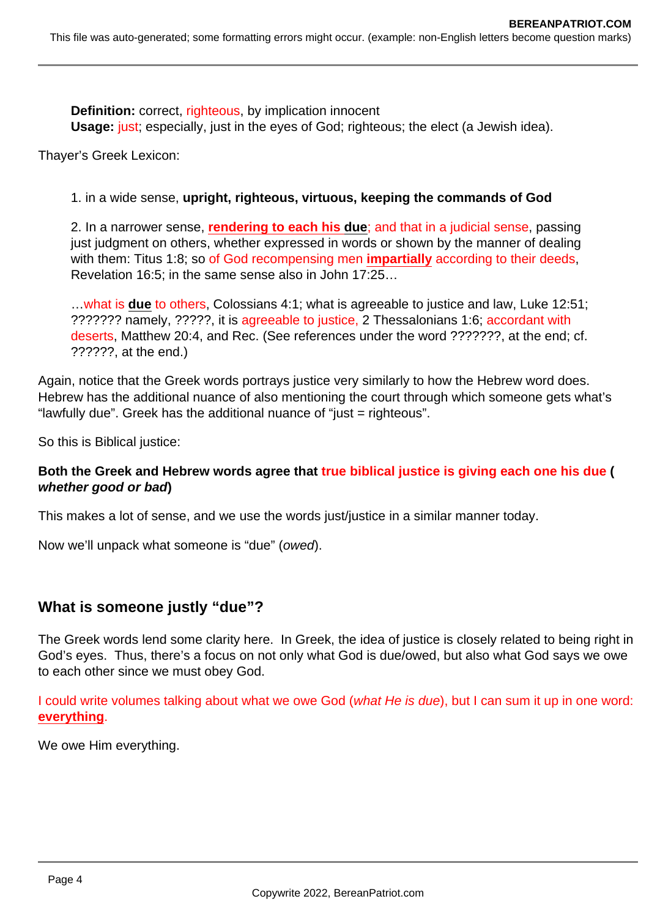**Definition:** correct, righteous, by implication innocent
**Usage:** just; especially, just in the eyes of God; righteous; the elect (a Jewish idea).

Thayer's Greek Lexicon:

1. in a wide sense, **upright, righteous, virtuous, keeping the commands of God**

2. In a narrower sense, **rendering to each his due**; and that in a judicial sense, passing just judgment on others, whether expressed in words or shown by the manner of dealing with them: Titus 1:8; so of God recompensing men **impartially** according to their deeds, Revelation 16:5; in the same sense also in John 17:25…

…what is **due** to others, Colossians 4:1; what is agreeable to justice and law, Luke 12:51; ??????? namely, ?????, it is agreeable to justice, 2 Thessalonians 1:6; accordant with deserts, Matthew 20:4, and Rec. (See references under the word ???????, at the end; cf. ??????, at the end.)

Again, notice that the Greek words portrays justice very similarly to how the Hebrew word does. Hebrew has the additional nuance of also mentioning the court through which someone gets what's "lawfully due". Greek has the additional nuance of "just = righteous".

So this is Biblical justice:

**Both the Greek and Hebrew words agree that true biblical justice is giving each one his due (*whether good or bad*)**

This makes a lot of sense, and we use the words just/justice in a similar manner today.

Now we'll unpack what someone is "due" (*owed*).

## What is someone justly "due"?

The Greek words lend some clarity here. In Greek, the idea of justice is closely related to being right in God's eyes. Thus, there's a focus on not only what God is due/owed, but also what God says we owe to each other since we must obey God.

I could write volumes talking about what we owe God (*what He is due*), but I can sum it up in one word: **everything**.

We owe Him everything.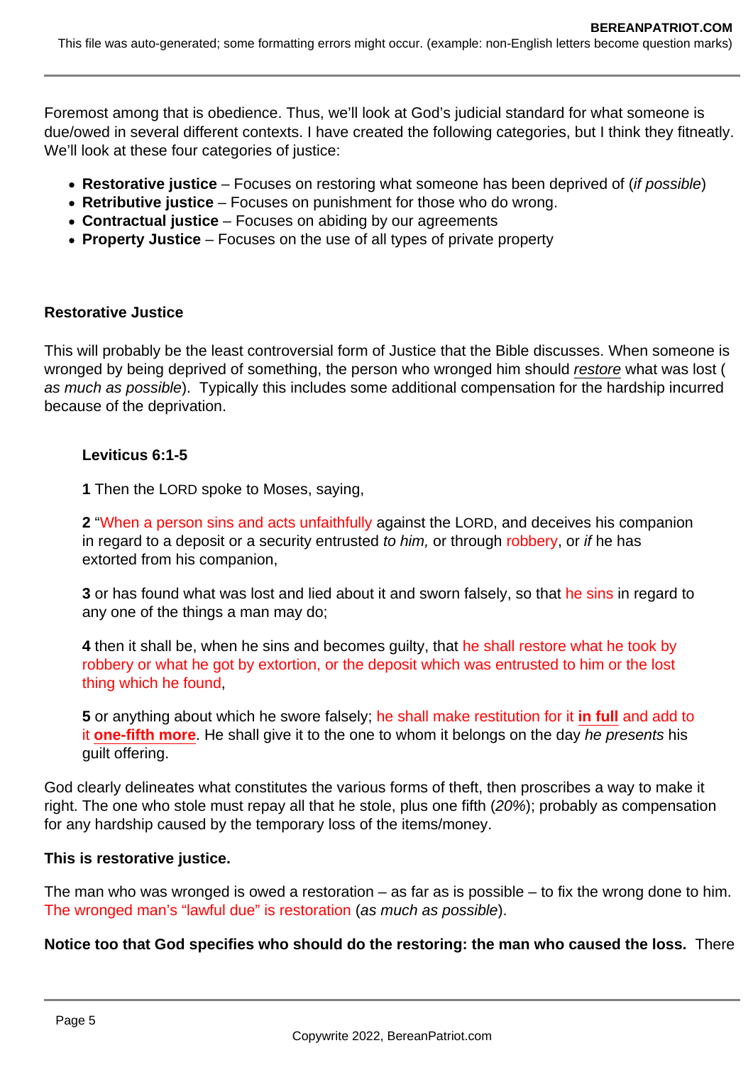Foremost among that is obedience. Thus, we'll look at God's judicial standard for what someone is due/owed in several different contexts. I have created the following categories, but I think they fitneatly. We'll look at these four categories of justice:

- **Restorative justice** – Focuses on restoring what someone has been deprived of (*if possible*)
- **Retributive justice** – Focuses on punishment for those who do wrong.
- **Contractual justice** – Focuses on abiding by our agreements
- **Property Justice** – Focuses on the use of all types of private property

**Restorative Justice**

This will probably be the least controversial form of Justice that the Bible discusses. When someone is wronged by being deprived of something, the person who wronged him should *restore* what was lost (*as much as possible*). Typically this includes some additional compensation for the hardship incurred because of the deprivation.

> **Leviticus 6:1-5**
>
> **1** Then the LORD spoke to Moses, saying,
>
> **2** "When a person sins and acts unfaithfully against the LORD, and deceives his companion in regard to a deposit or a security entrusted *to him,* or through robbery, or *if* he has extorted from his companion,
>
> **3** or has found what was lost and lied about it and sworn falsely, so that he sins in regard to any one of the things a man may do;
>
> **4** then it shall be, when he sins and becomes guilty, that he shall restore what he took by robbery or what he got by extortion, or the deposit which was entrusted to him or the lost thing which he found,
>
> **5** or anything about which he swore falsely; he shall make restitution for it **in full** and add to it **one-fifth more**. He shall give it to the one to whom it belongs on the day *he presents* his guilt offering.

God clearly delineates what constitutes the various forms of theft, then proscribes a way to make it right. The one who stole must repay all that he stole, plus one fifth (*20%*); probably as compensation for any hardship caused by the temporary loss of the items/money.

**This is restorative justice.**

The man who was wronged is owed a restoration – as far as is possible – to fix the wrong done to him. The wronged man's "lawful due" is restoration (*as much as possible*).

**Notice too that God specifies who should do the restoring: the man who caused the loss.** There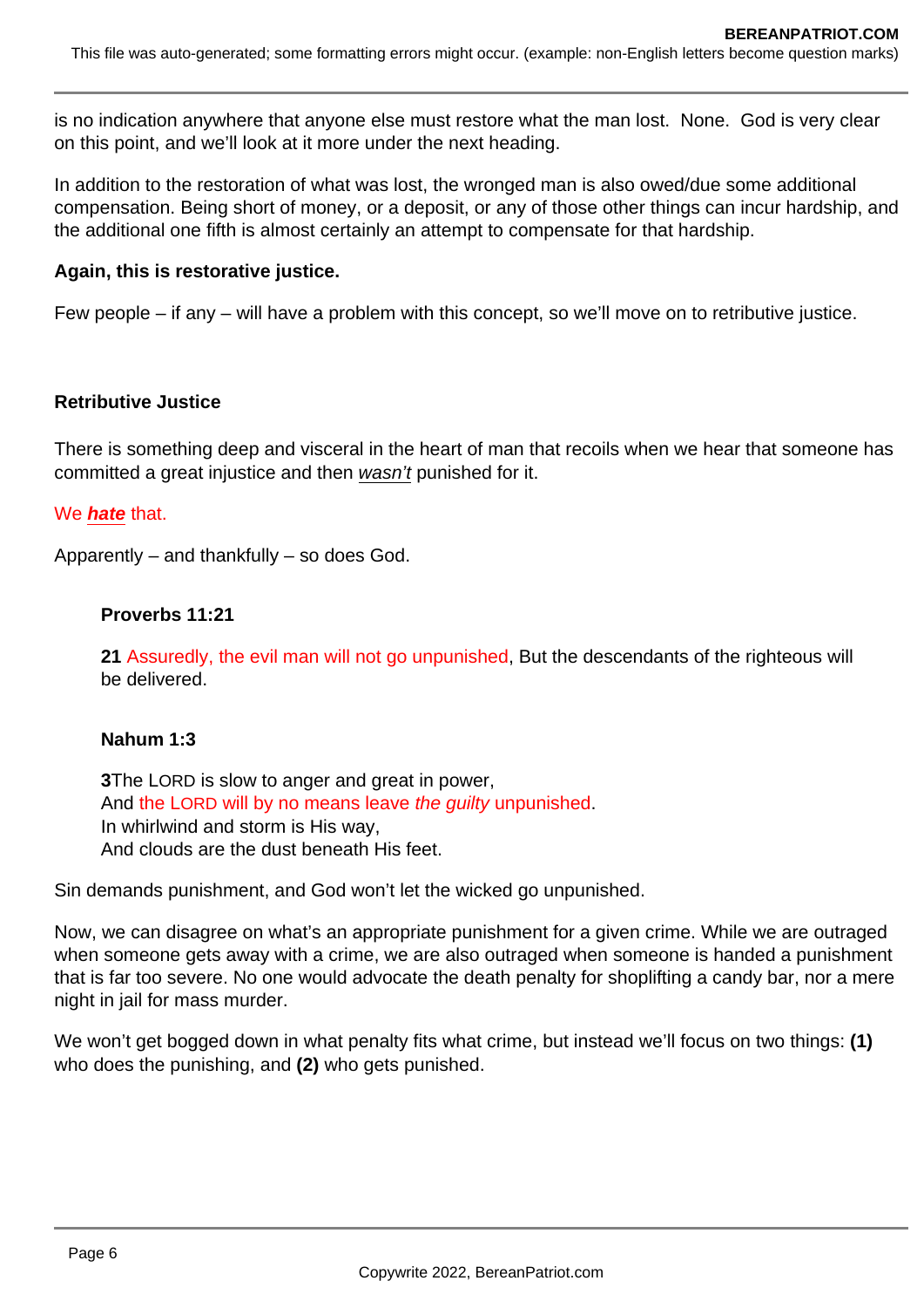is no indication anywhere that anyone else must restore what the man lost. None. God is very clear on this point, and we'll look at it more under the next heading.

In addition to the restoration of what was lost, the wronged man is also owed/due some additional compensation. Being short of money, or a deposit, or any of those other things can incur hardship, and the additional one fifth is almost certainly an attempt to compensate for that hardship.

**Again, this is restorative justice.**

Few people – if any – will have a problem with this concept, so we'll move on to retributive justice.

**Retributive Justice**

There is something deep and visceral in the heart of man that recoils when we hear that someone has committed a great injustice and then *wasn't* punished for it.

We ***hate*** that.

Apparently – and thankfully – so does God.

> **Proverbs 11:21**
>
> **21** Assuredly, the evil man will not go unpunished, But the descendants of the righteous will be delivered.

> **Nahum 1:3**
>
> **3**The LORD is slow to anger and great in power,
> And the LORD will by no means leave *the guilty* unpunished.
> In whirlwind and storm is His way,
> And clouds are the dust beneath His feet.

Sin demands punishment, and God won't let the wicked go unpunished.

Now, we can disagree on what's an appropriate punishment for a given crime. While we are outraged when someone gets away with a crime, we are also outraged when someone is handed a punishment that is far too severe. No one would advocate the death penalty for shoplifting a candy bar, nor a mere night in jail for mass murder.

We won't get bogged down in what penalty fits what crime, but instead we'll focus on two things: **(1)** who does the punishing, and **(2)** who gets punished.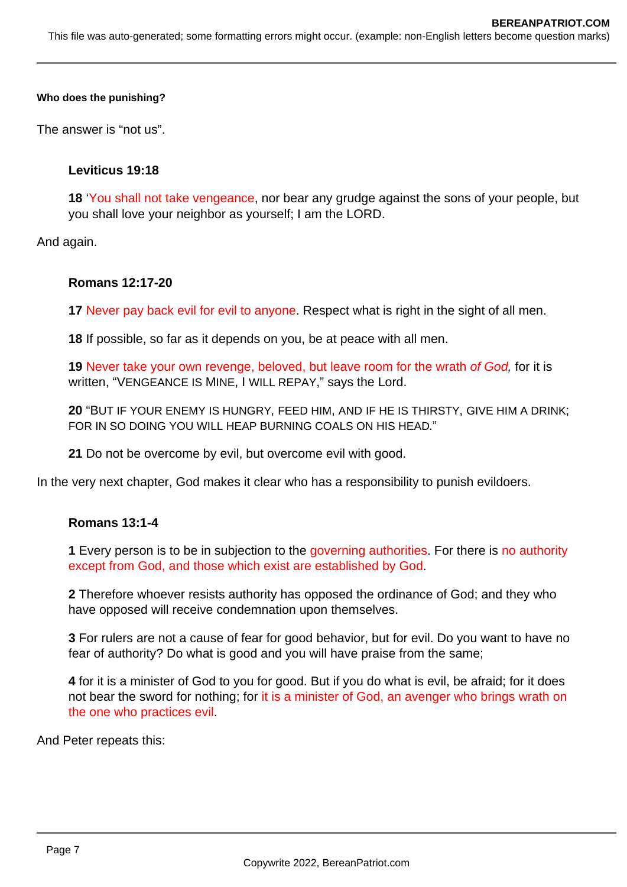**Who does the punishing?**

The answer is “not us”.

> **Leviticus 19:18**
>
> **18** ‘You shall not take vengeance, nor bear any grudge against the sons of your people, but you shall love your neighbor as yourself; I am the LORD.

And again.

> **Romans 12:17-20**
>
> **17** Never pay back evil for evil to anyone. Respect what is right in the sight of all men.
>
> **18** If possible, so far as it depends on you, be at peace with all men.
>
> **19** Never take your own revenge, beloved, but leave room for the wrath *of God,* for it is written, “VENGEANCE IS MINE, I WILL REPAY,” says the Lord.
>
> **20** “BUT IF YOUR ENEMY IS HUNGRY, FEED HIM, AND IF HE IS THIRSTY, GIVE HIM A DRINK; FOR IN SO DOING YOU WILL HEAP BURNING COALS ON HIS HEAD.”
>
> **21** Do not be overcome by evil, but overcome evil with good.

In the very next chapter, God makes it clear who has a responsibility to punish evildoers.

> **Romans 13:1-4**
>
> **1** Every person is to be in subjection to the governing authorities. For there is no authority except from God, and those which exist are established by God.
>
> **2** Therefore whoever resists authority has opposed the ordinance of God; and they who have opposed will receive condemnation upon themselves.
>
> **3** For rulers are not a cause of fear for good behavior, but for evil. Do you want to have no fear of authority? Do what is good and you will have praise from the same;
>
> **4** for it is a minister of God to you for good. But if you do what is evil, be afraid; for it does not bear the sword for nothing; for it is a minister of God, an avenger who brings wrath on the one who practices evil.

And Peter repeats this: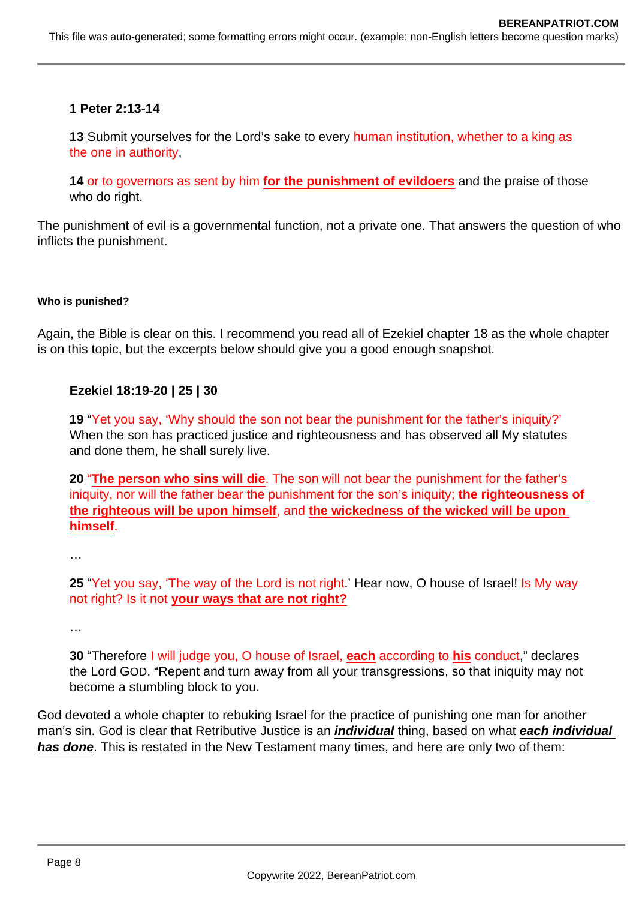**1 Peter 2:13-14**

**13** Submit yourselves for the Lord's sake to every human institution, whether to a king as the one in authority,

**14** or to governors as sent by him **for the punishment of evildoers** and the praise of those who do right.

The punishment of evil is a governmental function, not a private one. That answers the question of who inflicts the punishment.

#### Who is punished?

Again, the Bible is clear on this. I recommend you read all of Ezekiel chapter 18 as the whole chapter is on this topic, but the excerpts below should give you a good enough snapshot.

**Ezekiel 18:19-20 | 25 | 30**

**19** "Yet you say, 'Why should the son not bear the punishment for the father's iniquity?' When the son has practiced justice and righteousness and has observed all My statutes and done them, he shall surely live.

**20** "**The person who sins will die**. The son will not bear the punishment for the father's iniquity, nor will the father bear the punishment for the son's iniquity; **the righteousness of the righteous will be upon himself**, and **the wickedness of the wicked will be upon himself**.

…

**25** "Yet you say, 'The way of the Lord is not right.' Hear now, O house of Israel! Is My way not right? Is it not **your ways that are not right?**

…

**30** "Therefore I will judge you, O house of Israel, **each** according to **his** conduct," declares the Lord GOD. "Repent and turn away from all your transgressions, so that iniquity may not become a stumbling block to you.

God devoted a whole chapter to rebuking Israel for the practice of punishing one man for another man's sin. God is clear that Retributive Justice is an ***individual*** thing, based on what ***each individual has done***. This is restated in the New Testament many times, and here are only two of them: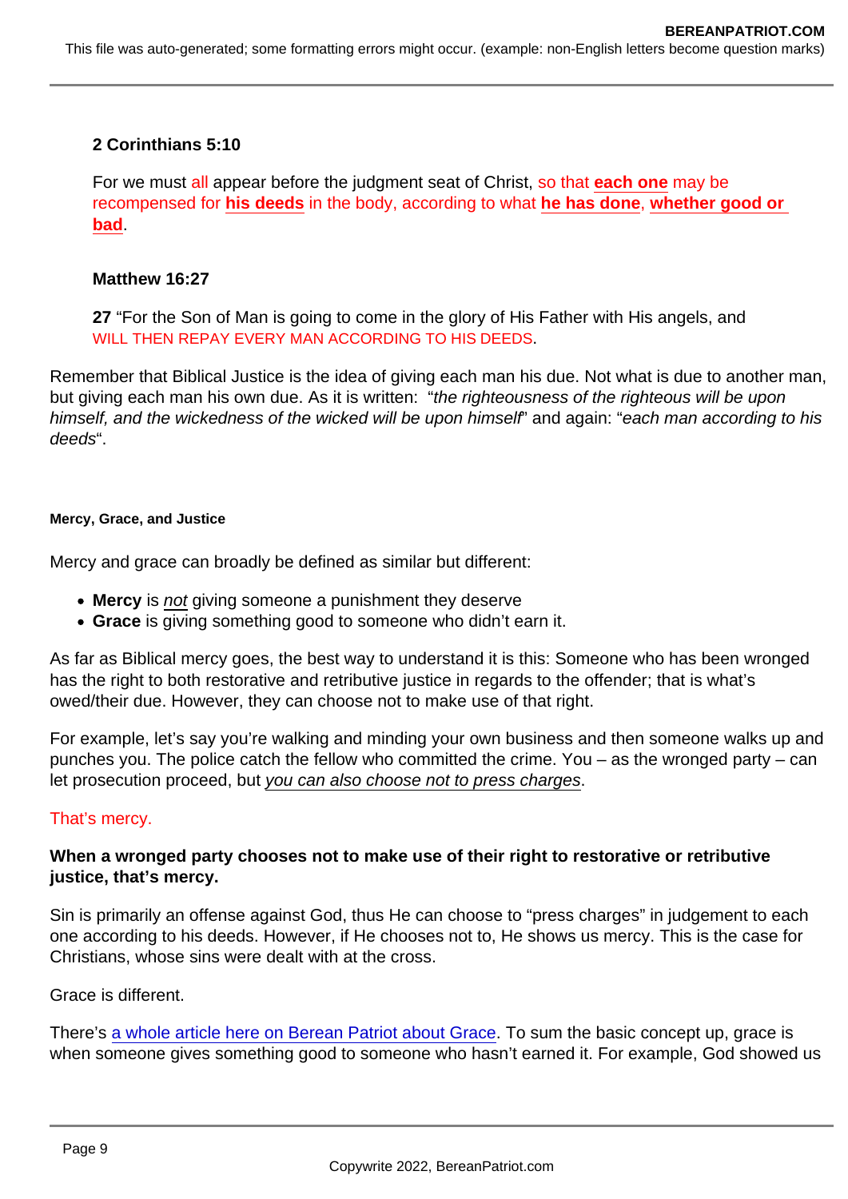**2 Corinthians 5:10**

For we must all appear before the judgment seat of Christ, so that **each one** may be recompensed for **his deeds** in the body, according to what **he has done**, **whether good or bad**.

**Matthew 16:27**

**27** "For the Son of Man is going to come in the glory of His Father with His angels, and WILL THEN REPAY EVERY MAN ACCORDING TO HIS DEEDS.

Remember that Biblical Justice is the idea of giving each man his due. Not what is due to another man, but giving each man his own due. As it is written: "*the righteousness of the righteous will be upon himself, and the wickedness of the wicked will be upon himself*" and again: "*each man according to his deeds*".

#### Mercy, Grace, and Justice

Mercy and grace can broadly be defined as similar but different:

- **Mercy** is *not* giving someone a punishment they deserve
- **Grace** is giving something good to someone who didn't earn it.

As far as Biblical mercy goes, the best way to understand it is this: Someone who has been wronged has the right to both restorative and retributive justice in regards to the offender; that is what's owed/their due. However, they can choose not to make use of that right.

For example, let's say you're walking and minding your own business and then someone walks up and punches you. The police catch the fellow who committed the crime. You – as the wronged party – can let prosecution proceed, but *you can also choose not to press charges*.

That's mercy.

**When a wronged party chooses not to make use of their right to restorative or retributive justice, that's mercy.**

Sin is primarily an offense against God, thus He can choose to "press charges" in judgement to each one according to his deeds. However, if He chooses not to, He shows us mercy. This is the case for Christians, whose sins were dealt with at the cross.

Grace is different.

There's a whole article here on Berean Patriot about Grace. To sum the basic concept up, grace is when someone gives something good to someone who hasn't earned it. For example, God showed us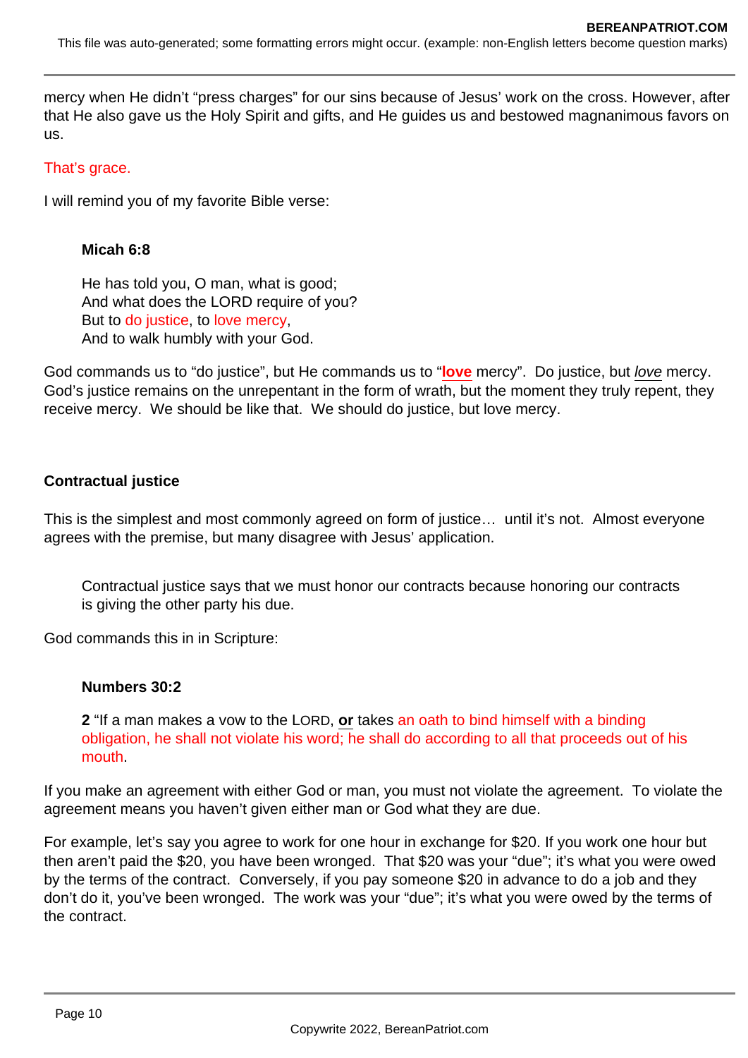mercy when He didn't "press charges" for our sins because of Jesus' work on the cross. However, after that He also gave us the Holy Spirit and gifts, and He guides us and bestowed magnanimous favors on us.

That's grace.

I will remind you of my favorite Bible verse:

> **Micah 6:8**
>
> He has told you, O man, what is good;
> And what does the LORD require of you?
> But to do justice, to love mercy,
> And to walk humbly with your God.

God commands us to "do justice", but He commands us to "**love** mercy". Do justice, but *love* mercy. God's justice remains on the unrepentant in the form of wrath, but the moment they truly repent, they receive mercy. We should be like that. We should do justice, but love mercy.

**Contractual justice**

This is the simplest and most commonly agreed on form of justice… until it's not. Almost everyone agrees with the premise, but many disagree with Jesus' application.

> Contractual justice says that we must honor our contracts because honoring our contracts is giving the other party his due.

God commands this in in Scripture:

> **Numbers 30:2**
>
> **2** "If a man makes a vow to the LORD, **or** takes an oath to bind himself with a binding obligation, he shall not violate his word; he shall do according to all that proceeds out of his mouth.

If you make an agreement with either God or man, you must not violate the agreement. To violate the agreement means you haven't given either man or God what they are due.

For example, let's say you agree to work for one hour in exchange for $20. If you work one hour but then aren't paid the $20, you have been wronged. That $20 was your "due"; it's what you were owed by the terms of the contract. Conversely, if you pay someone $20 in advance to do a job and they don't do it, you've been wronged. The work was your "due"; it's what you were owed by the terms of the contract.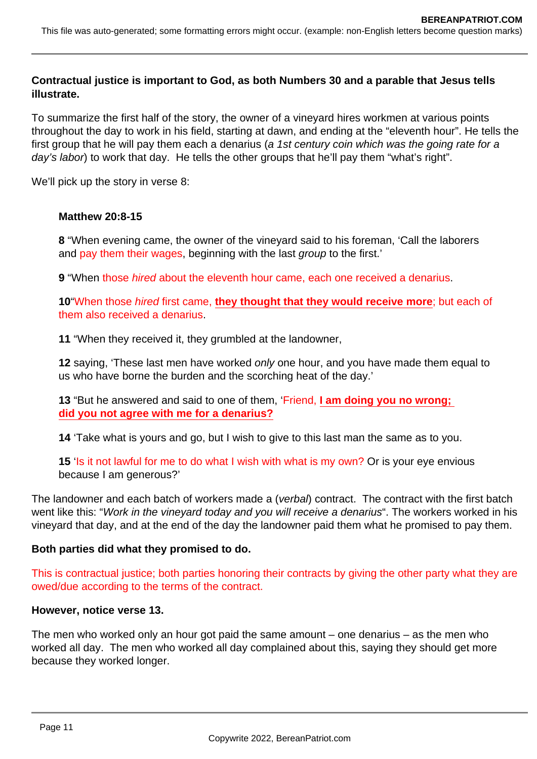**Contractual justice is important to God, as both Numbers 30 and a parable that Jesus tells illustrate.**

To summarize the first half of the story, the owner of a vineyard hires workmen at various points throughout the day to work in his field, starting at dawn, and ending at the "eleventh hour". He tells the first group that he will pay them each a denarius (*a 1st century coin which was the going rate for a day's labor*) to work that day. He tells the other groups that he'll pay them "what's right".

We'll pick up the story in verse 8:

> **Matthew 20:8-15**
>
> **8** "When evening came, the owner of the vineyard said to his foreman, 'Call the laborers and pay them their wages, beginning with the last *group* to the first.'
>
> **9** "When those *hired* about the eleventh hour came, each one received a denarius.
>
> **10**"When those *hired* first came, **they thought that they would receive more**; but each of them also received a denarius.
>
> **11** "When they received it, they grumbled at the landowner,
>
> **12** saying, 'These last men have worked *only* one hour, and you have made them equal to us who have borne the burden and the scorching heat of the day.'
>
> **13** "But he answered and said to one of them, 'Friend, **I am doing you no wrong; did you not agree with me for a denarius?**
>
> **14** 'Take what is yours and go, but I wish to give to this last man the same as to you.
>
> **15** 'Is it not lawful for me to do what I wish with what is my own? Or is your eye envious because I am generous?'

The landowner and each batch of workers made a (*verbal*) contract. The contract with the first batch went like this: "*Work in the vineyard today and you will receive a denarius*". The workers worked in his vineyard that day, and at the end of the day the landowner paid them what he promised to pay them.

**Both parties did what they promised to do.**

This is contractual justice; both parties honoring their contracts by giving the other party what they are owed/due according to the terms of the contract.

**However, notice verse 13.**

The men who worked only an hour got paid the same amount – one denarius – as the men who worked all day. The men who worked all day complained about this, saying they should get more because they worked longer.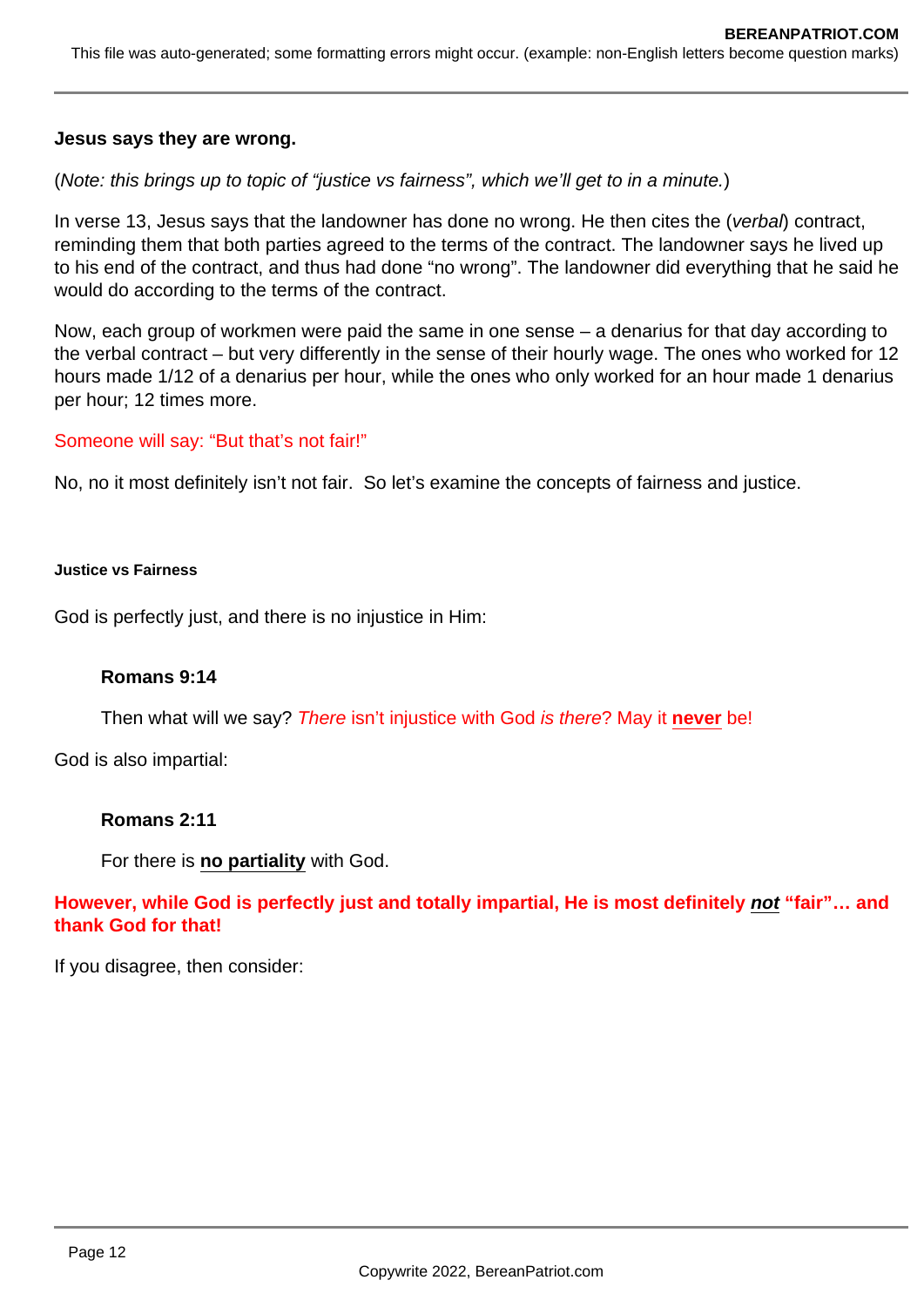**Jesus says they are wrong.**

(*Note: this brings up to topic of "justice vs fairness", which we'll get to in a minute.*)

In verse 13, Jesus says that the landowner has done no wrong. He then cites the (*verbal*) contract, reminding them that both parties agreed to the terms of the contract. The landowner says he lived up to his end of the contract, and thus had done "no wrong". The landowner did everything that he said he would do according to the terms of the contract.

Now, each group of workmen were paid the same in one sense – a denarius for that day according to the verbal contract – but very differently in the sense of their hourly wage. The ones who worked for 12 hours made 1/12 of a denarius per hour, while the ones who only worked for an hour made 1 denarius per hour; 12 times more.

Someone will say: "But that's not fair!"

No, no it most definitely isn't not fair.  So let's examine the concepts of fairness and justice.

#### Justice vs Fairness

God is perfectly just, and there is no injustice in Him:

> **Romans 9:14**
>
> Then what will we say? *There* isn't injustice with God *is there*? May it **never** be!

God is also impartial:

> **Romans 2:11**
>
> For there is **no partiality** with God.

**However, while God is perfectly just and totally impartial, He is most definitely *not* "fair"… and thank God for that!**

If you disagree, then consider: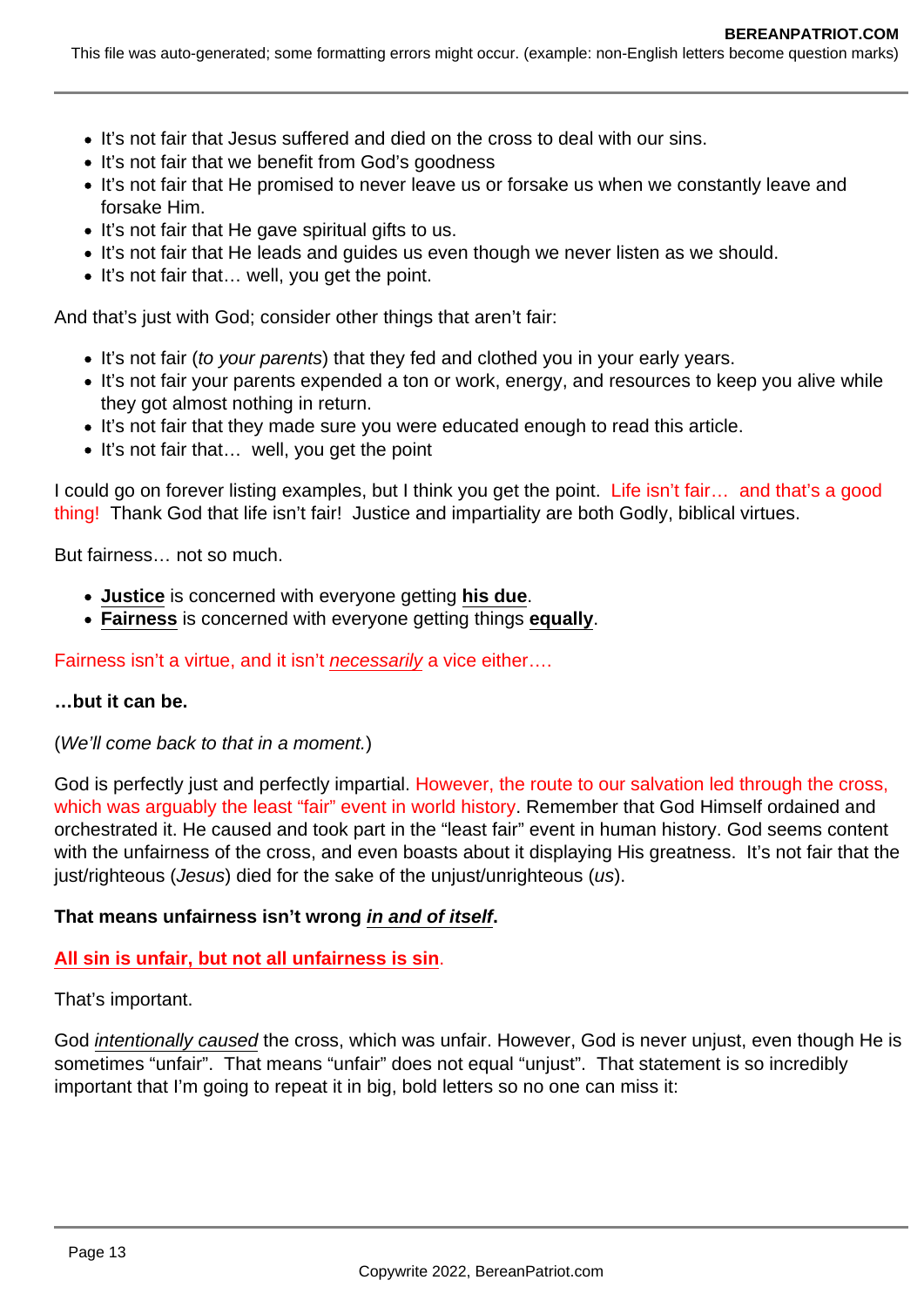- It's not fair that Jesus suffered and died on the cross to deal with our sins.
- It's not fair that we benefit from God's goodness
- It's not fair that He promised to never leave us or forsake us when we constantly leave and forsake Him.
- It's not fair that He gave spiritual gifts to us.
- It's not fair that He leads and guides us even though we never listen as we should.
- It's not fair that… well, you get the point.

And that's just with God; consider other things that aren't fair:

- It's not fair (*to your parents*) that they fed and clothed you in your early years.
- It's not fair your parents expended a ton or work, energy, and resources to keep you alive while they got almost nothing in return.
- It's not fair that they made sure you were educated enough to read this article.
- It's not fair that… well, you get the point

I could go on forever listing examples, but I think you get the point. Life isn't fair… and that's a good thing! Thank God that life isn't fair! Justice and impartiality are both Godly, biblical virtues.

But fairness… not so much.

- **Justice** is concerned with everyone getting **his due**.
- **Fairness** is concerned with everyone getting things **equally**.

Fairness isn't a virtue, and it isn't *necessarily* a vice either….

**…but it can be.**

(*We'll come back to that in a moment.*)

God is perfectly just and perfectly impartial. However, the route to our salvation led through the cross, which was arguably the least "fair" event in world history. Remember that God Himself ordained and orchestrated it. He caused and took part in the "least fair" event in human history. God seems content with the unfairness of the cross, and even boasts about it displaying His greatness. It's not fair that the just/righteous (*Jesus*) died for the sake of the unjust/unrighteous (*us*).

**That means unfairness isn't wrong *in and of itself*.**

**All sin is unfair, but not all unfairness is sin**.

That's important.

God *intentionally caused* the cross, which was unfair. However, God is never unjust, even though He is sometimes "unfair". That means "unfair" does not equal "unjust". That statement is so incredibly important that I'm going to repeat it in big, bold letters so no one can miss it: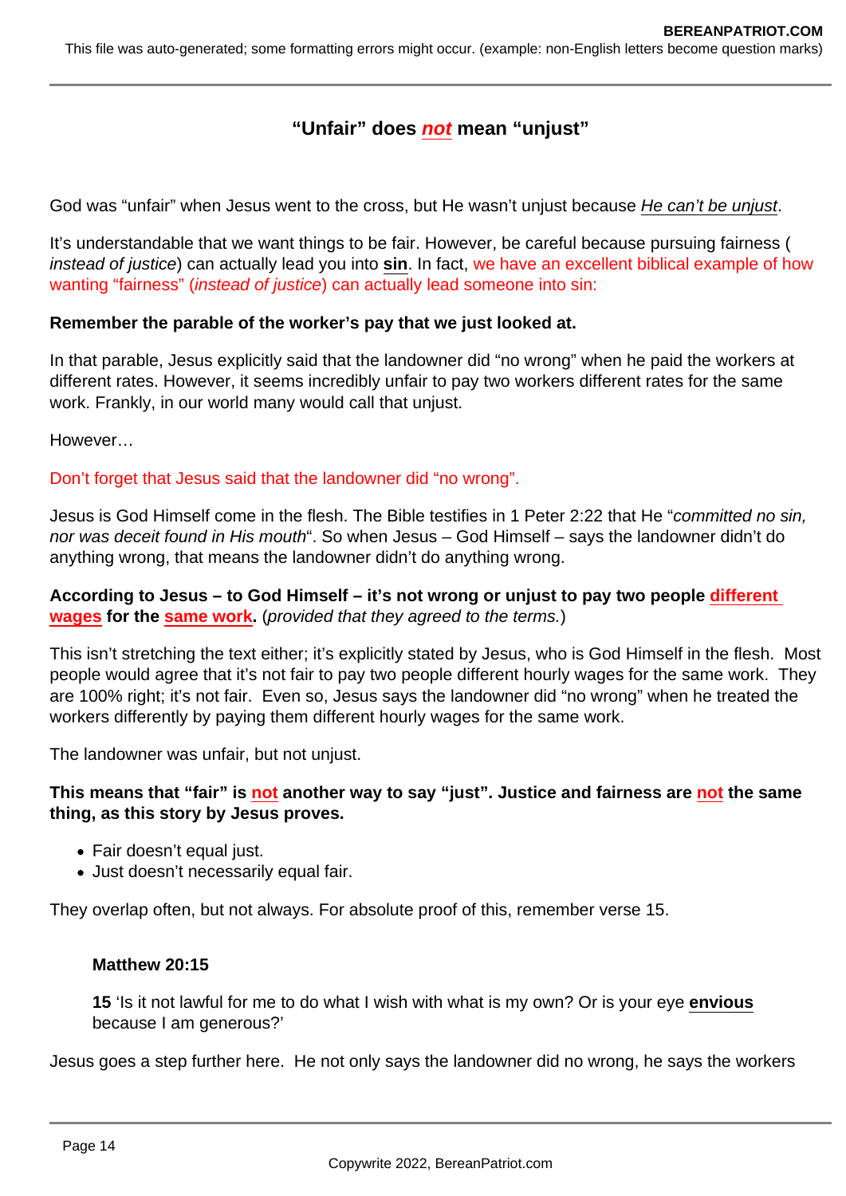## “Unfair” does *not* mean “unjust”

God was “unfair” when Jesus went to the cross, but He wasn’t unjust because *He can’t be unjust*.

It’s understandable that we want things to be fair. However, be careful because pursuing fairness (*instead of justice*) can actually lead you into **sin**. In fact, we have an excellent biblical example of how wanting “fairness” (*instead of justice*) can actually lead someone into sin:

**Remember the parable of the worker’s pay that we just looked at.**

In that parable, Jesus explicitly said that the landowner did “no wrong” when he paid the workers at different rates. However, it seems incredibly unfair to pay two workers different rates for the same work. Frankly, in our world many would call that unjust.

However…

Don’t forget that Jesus said that the landowner did “no wrong”.

Jesus is God Himself come in the flesh. The Bible testifies in 1 Peter 2:22 that He “*committed no sin, nor was deceit found in His mouth*”. So when Jesus – God Himself – says the landowner didn’t do anything wrong, that means the landowner didn’t do anything wrong.

**According to Jesus – to God Himself – it’s not wrong or unjust to pay two people different wages for the same work.** (*provided that they agreed to the terms.*)

This isn’t stretching the text either; it’s explicitly stated by Jesus, who is God Himself in the flesh. Most people would agree that it’s not fair to pay two people different hourly wages for the same work. They are 100% right; it’s not fair. Even so, Jesus says the landowner did “no wrong” when he treated the workers differently by paying them different hourly wages for the same work.

The landowner was unfair, but not unjust.

**This means that “fair” is not another way to say “just”. Justice and fairness are not the same thing, as this story by Jesus proves.**

- Fair doesn’t equal just.
- Just doesn’t necessarily equal fair.

They overlap often, but not always. For absolute proof of this, remember verse 15.

> **Matthew 20:15**
>
> **15** ‘Is it not lawful for me to do what I wish with what is my own? Or is your eye **envious** because I am generous?’

Jesus goes a step further here. He not only says the landowner did no wrong, he says the workers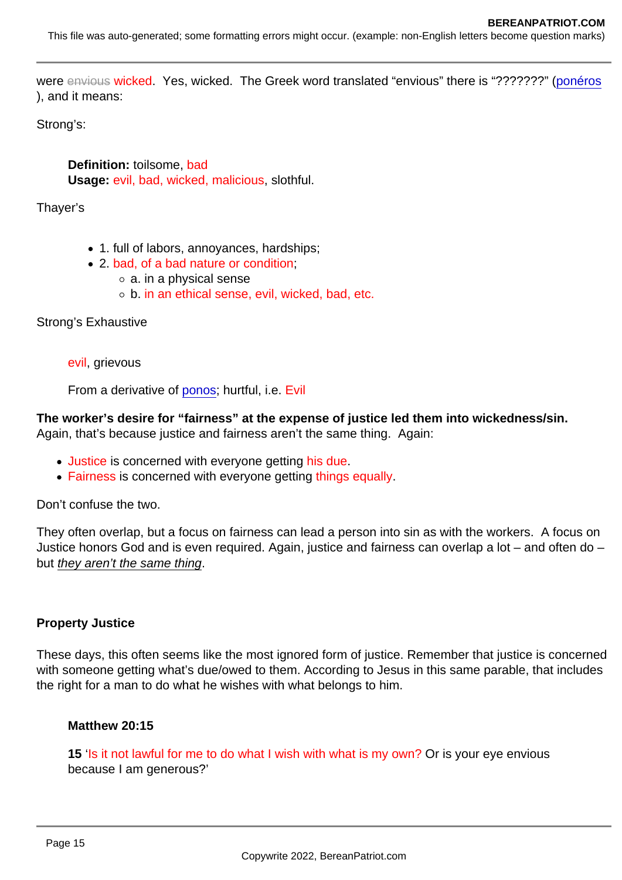were ~~envious~~ wicked. Yes, wicked. The Greek word translated "envious" there is "???????" (ponéros ), and it means:

Strong's:

> **Definition:** toilsome, bad
> **Usage:** evil, bad, wicked, malicious, slothful.

Thayer's

- 1. full of labors, annoyances, hardships;
- 2. bad, of a bad nature or condition;
  - a. in a physical sense
  - b. in an ethical sense, evil, wicked, bad, etc.

Strong's Exhaustive

> evil, grievous
>
> From a derivative of ponos; hurtful, i.e. Evil

**The worker's desire for "fairness" at the expense of justice led them into wickedness/sin.** Again, that's because justice and fairness aren't the same thing. Again:

- Justice is concerned with everyone getting his due.
- Fairness is concerned with everyone getting things equally.

Don't confuse the two.

They often overlap, but a focus on fairness can lead a person into sin as with the workers. A focus on Justice honors God and is even required. Again, justice and fairness can overlap a lot – and often do – but *they aren't the same thing*.

**Property Justice**

These days, this often seems like the most ignored form of justice. Remember that justice is concerned with someone getting what's due/owed to them. According to Jesus in this same parable, that includes the right for a man to do what he wishes with what belongs to him.

> **Matthew 20:15**
>
> **15** 'Is it not lawful for me to do what I wish with what is my own? Or is your eye envious because I am generous?'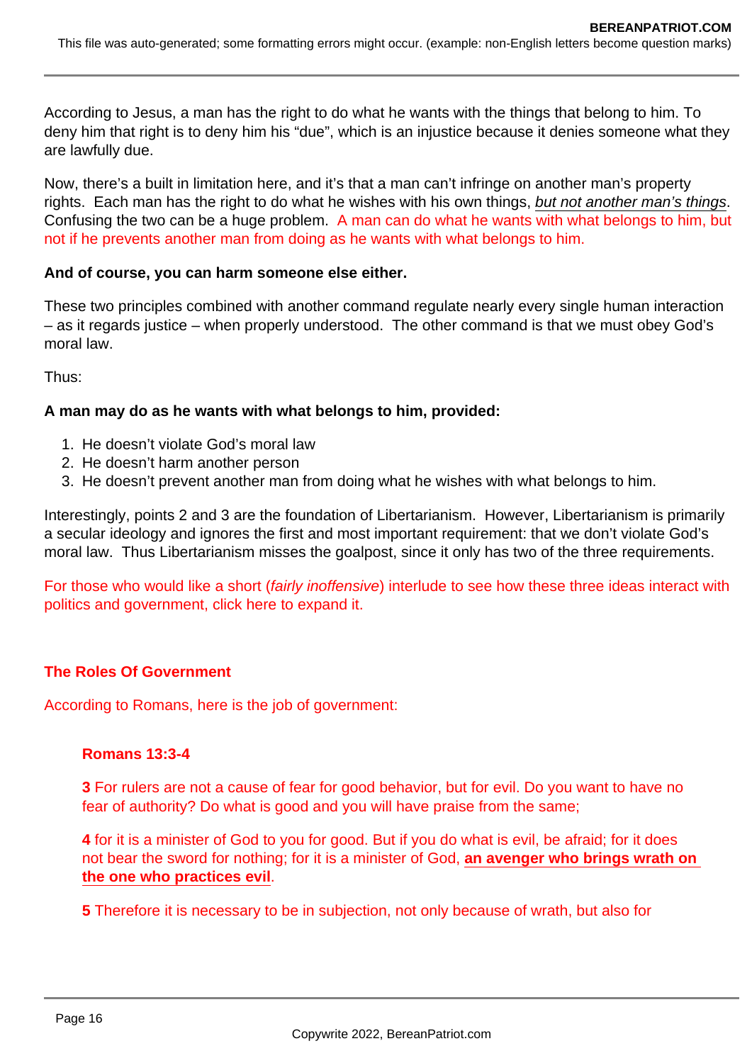According to Jesus, a man has the right to do what he wants with the things that belong to him. To deny him that right is to deny him his "due", which is an injustice because it denies someone what they are lawfully due.

Now, there's a built in limitation here, and it's that a man can't infringe on another man's property rights. Each man has the right to do what he wishes with his own things, *but not another man's things*. Confusing the two can be a huge problem. A man can do what he wants with what belongs to him, but not if he prevents another man from doing as he wants with what belongs to him.

**And of course, you can harm someone else either.**

These two principles combined with another command regulate nearly every single human interaction – as it regards justice – when properly understood. The other command is that we must obey God's moral law.

Thus:

**A man may do as he wants with what belongs to him, provided:**

1. He doesn't violate God's moral law
2. He doesn't harm another person
3. He doesn't prevent another man from doing what he wishes with what belongs to him.

Interestingly, points 2 and 3 are the foundation of Libertarianism. However, Libertarianism is primarily a secular ideology and ignores the first and most important requirement: that we don't violate God's moral law. Thus Libertarianism misses the goalpost, since it only has two of the three requirements.

For those who would like a short (*fairly inoffensive*) interlude to see how these three ideas interact with politics and government, click here to expand it.

**The Roles Of Government**

According to Romans, here is the job of government:

> **Romans 13:3-4**
>
> **3** For rulers are not a cause of fear for good behavior, but for evil. Do you want to have no fear of authority? Do what is good and you will have praise from the same;
>
> **4** for it is a minister of God to you for good. But if you do what is evil, be afraid; for it does not bear the sword for nothing; for it is a minister of God, **an avenger who brings wrath on the one who practices evil**.
>
> **5** Therefore it is necessary to be in subjection, not only because of wrath, but also for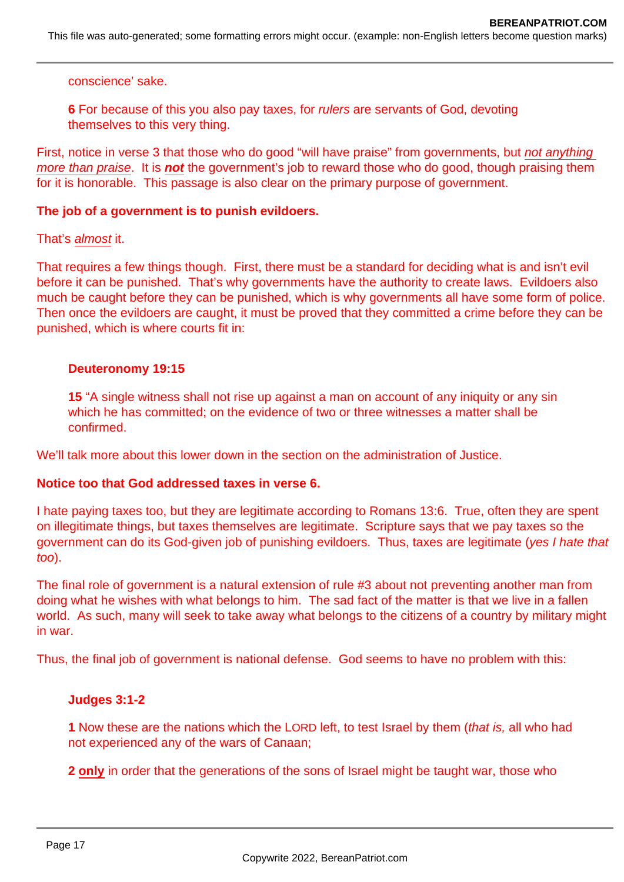conscience' sake.

**6** For because of this you also pay taxes, for *rulers* are servants of God, devoting themselves to this very thing.

First, notice in verse 3 that those who do good "will have praise" from governments, but *not anything more than praise*. It is ***not*** the government's job to reward those who do good, though praising them for it is honorable. This passage is also clear on the primary purpose of government.

**The job of a government is to punish evildoers.**

That's *almost* it.

That requires a few things though. First, there must be a standard for deciding what is and isn't evil before it can be punished. That's why governments have the authority to create laws. Evildoers also much be caught before they can be punished, which is why governments all have some form of police. Then once the evildoers are caught, it must be proved that they committed a crime before they can be punished, which is where courts fit in:

**Deuteronomy 19:15**

**15** "A single witness shall not rise up against a man on account of any iniquity or any sin which he has committed; on the evidence of two or three witnesses a matter shall be confirmed.

We'll talk more about this lower down in the section on the administration of Justice.

**Notice too that God addressed taxes in verse 6.**

I hate paying taxes too, but they are legitimate according to Romans 13:6. True, often they are spent on illegitimate things, but taxes themselves are legitimate. Scripture says that we pay taxes so the government can do its God-given job of punishing evildoers. Thus, taxes are legitimate (*yes I hate that too*).

The final role of government is a natural extension of rule #3 about not preventing another man from doing what he wishes with what belongs to him. The sad fact of the matter is that we live in a fallen world. As such, many will seek to take away what belongs to the citizens of a country by military might in war.

Thus, the final job of government is national defense. God seems to have no problem with this:

**Judges 3:1-2**

**1** Now these are the nations which the LORD left, to test Israel by them (*that is,* all who had not experienced any of the wars of Canaan;

**2** **only** in order that the generations of the sons of Israel might be taught war, those who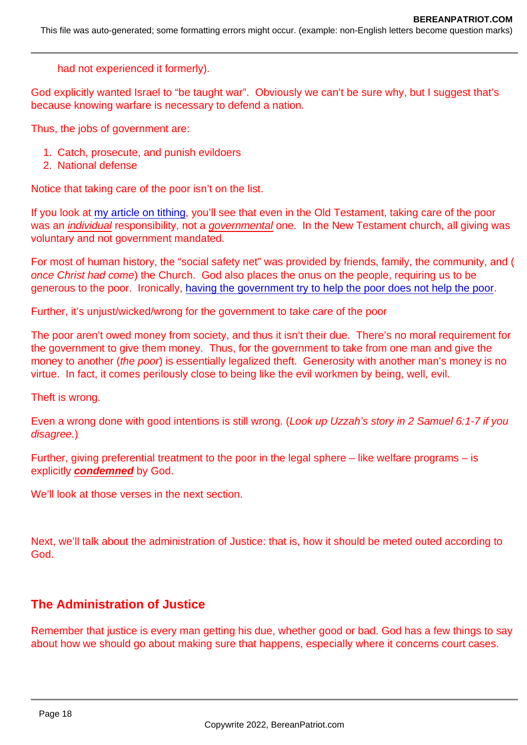had not experienced it formerly).

God explicitly wanted Israel to "be taught war". Obviously we can't be sure why, but I suggest that's because knowing warfare is necessary to defend a nation.

Thus, the jobs of government are:

1. Catch, prosecute, and punish evildoers
2. National defense

Notice that taking care of the poor isn't on the list.

If you look at my article on tithing, you'll see that even in the Old Testament, taking care of the poor was an *individual* responsibility, not a *governmental* one. In the New Testament church, all giving was voluntary and not government mandated.

For most of human history, the "social safety net" was provided by friends, family, the community, and (*once Christ had come*) the Church. God also places the onus on the people, requiring us to be generous to the poor. Ironically, having the government try to help the poor does not help the poor.

Further, it's unjust/wicked/wrong for the government to take care of the poor

The poor aren't owed money from society, and thus it isn't their due. There's no moral requirement for the government to give them money. Thus, for the government to take from one man and give the money to another (*the poor*) is essentially legalized theft. Generosity with another man's money is no virtue. In fact, it comes perilously close to being like the evil workmen by being, well, evil.

Theft is wrong.

Even a wrong done with good intentions is still wrong. (*Look up Uzzah's story in 2 Samuel 6:1-7 if you disagree.*)

Further, giving preferential treatment to the poor in the legal sphere – like welfare programs – is explicitly ***condemned*** by God.

We'll look at those verses in the next section.

Next, we'll talk about the administration of Justice: that is, how it should be meted outed according to God.

## The Administration of Justice

Remember that justice is every man getting his due, whether good or bad. God has a few things to say about how we should go about making sure that happens, especially where it concerns court cases.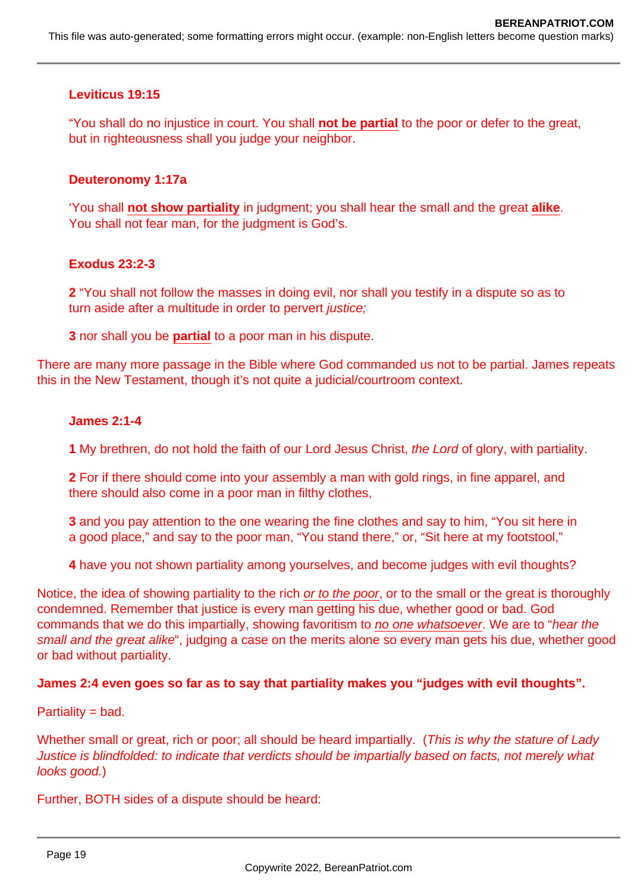**Leviticus 19:15**

"You shall do no injustice in court. You shall **not be partial** to the poor or defer to the great, but in righteousness shall you judge your neighbor.

**Deuteronomy 1:17a**

'You shall **not show partiality** in judgment; you shall hear the small and the great **alike**. You shall not fear man, for the judgment is God's.

**Exodus 23:2-3**

**2** "You shall not follow the masses in doing evil, nor shall you testify in a dispute so as to turn aside after a multitude in order to pervert *justice;*

**3** nor shall you be **partial** to a poor man in his dispute.

There are many more passage in the Bible where God commanded us not to be partial. James repeats this in the New Testament, though it's not quite a judicial/courtroom context.

**James 2:1-4**

**1** My brethren, do not hold the faith of our Lord Jesus Christ, *the Lord* of glory, with partiality.

**2** For if there should come into your assembly a man with gold rings, in fine apparel, and there should also come in a poor man in filthy clothes,

**3** and you pay attention to the one wearing the fine clothes and say to him, "You sit here in a good place," and say to the poor man, "You stand there," or, "Sit here at my footstool,"

**4** have you not shown partiality among yourselves, and become judges with evil thoughts?

Notice, the idea of showing partiality to the rich *or to the poor*, or to the small or the great is thoroughly condemned. Remember that justice is every man getting his due, whether good or bad. God commands that we do this impartially, showing favoritism to *no one whatsoever*. We are to "*hear the small and the great alike*", judging a case on the merits alone so every man gets his due, whether good or bad without partiality.

**James 2:4 even goes so far as to say that partiality makes you "judges with evil thoughts".**

Partiality = bad.

Whether small or great, rich or poor; all should be heard impartially. (*This is why the stature of Lady Justice is blindfolded: to indicate that verdicts should be impartially based on facts, not merely what looks good.*)

Further, BOTH sides of a dispute should be heard: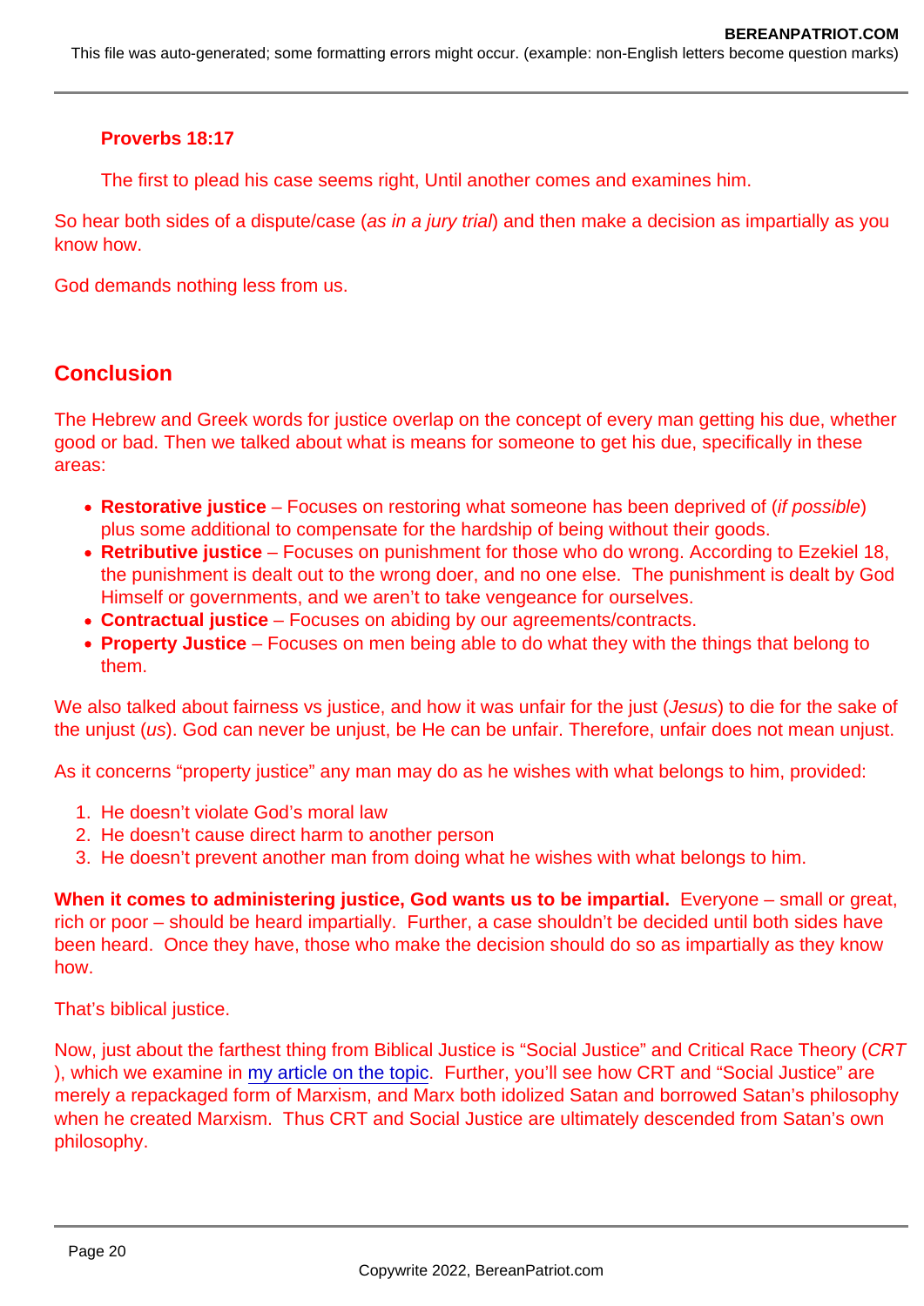**Proverbs 18:17**

The first to plead his case seems right, Until another comes and examines him.

So hear both sides of a dispute/case (*as in a jury trial*) and then make a decision as impartially as you know how.

God demands nothing less from us.

## Conclusion

The Hebrew and Greek words for justice overlap on the concept of every man getting his due, whether good or bad. Then we talked about what is means for someone to get his due, specifically in these areas:

- **Restorative justice** – Focuses on restoring what someone has been deprived of (*if possible*) plus some additional to compensate for the hardship of being without their goods.
- **Retributive justice** – Focuses on punishment for those who do wrong. According to Ezekiel 18, the punishment is dealt out to the wrong doer, and no one else. The punishment is dealt by God Himself or governments, and we aren't to take vengeance for ourselves.
- **Contractual justice** – Focuses on abiding by our agreements/contracts.
- **Property Justice** – Focuses on men being able to do what they with the things that belong to them.

We also talked about fairness vs justice, and how it was unfair for the just (*Jesus*) to die for the sake of the unjust (*us*). God can never be unjust, be He can be unfair. Therefore, unfair does not mean unjust.

As it concerns "property justice" any man may do as he wishes with what belongs to him, provided:

1. He doesn't violate God's moral law
2. He doesn't cause direct harm to another person
3. He doesn't prevent another man from doing what he wishes with what belongs to him.

**When it comes to administering justice, God wants us to be impartial.** Everyone – small or great, rich or poor – should be heard impartially. Further, a case shouldn't be decided until both sides have been heard. Once they have, those who make the decision should do so as impartially as they know how.

That's biblical justice.

Now, just about the farthest thing from Biblical Justice is "Social Justice" and Critical Race Theory (*CRT*), which we examine in my article on the topic. Further, you'll see how CRT and "Social Justice" are merely a repackaged form of Marxism, and Marx both idolized Satan and borrowed Satan's philosophy when he created Marxism. Thus CRT and Social Justice are ultimately descended from Satan's own philosophy.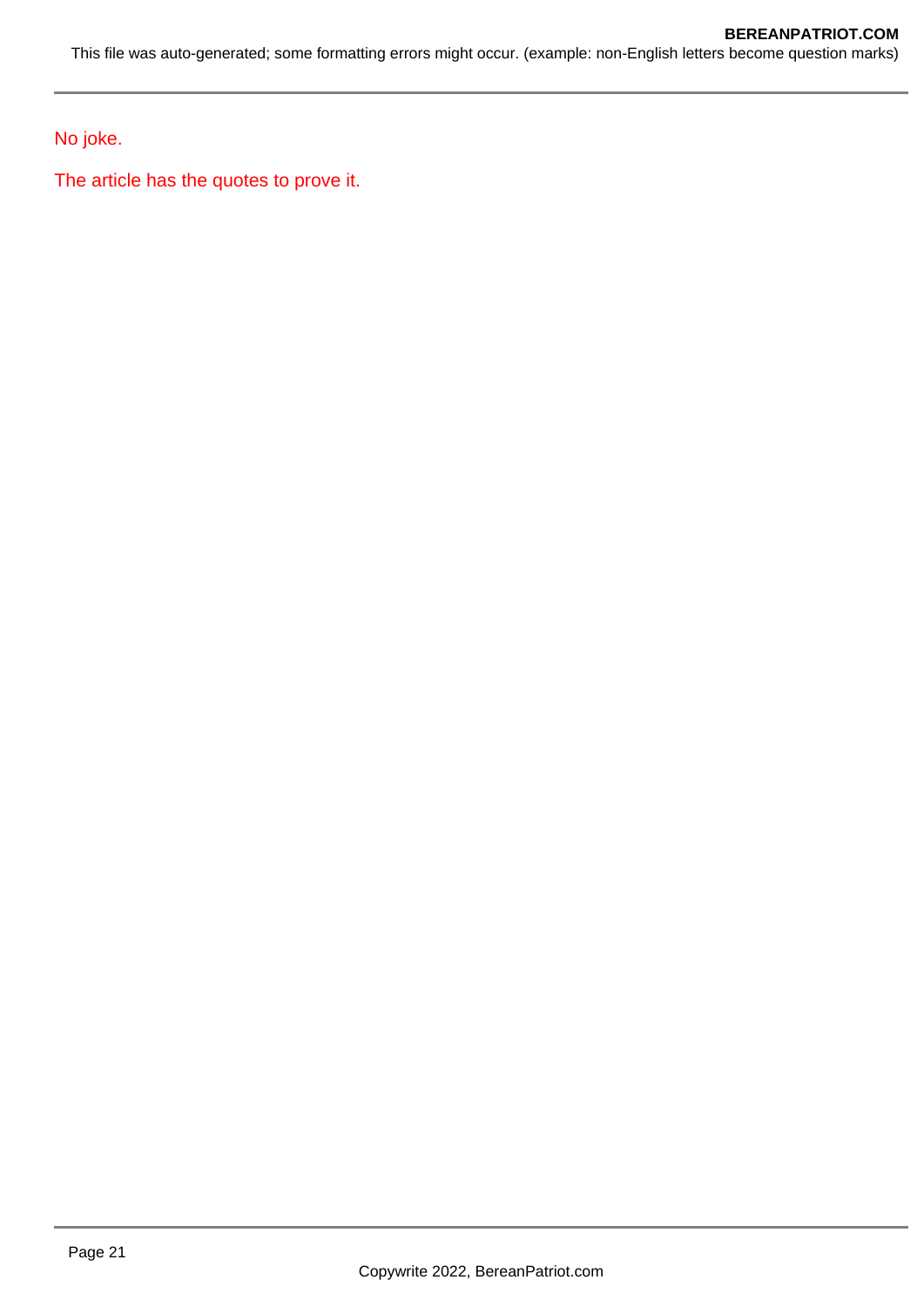No joke.

The article has the quotes to prove it.